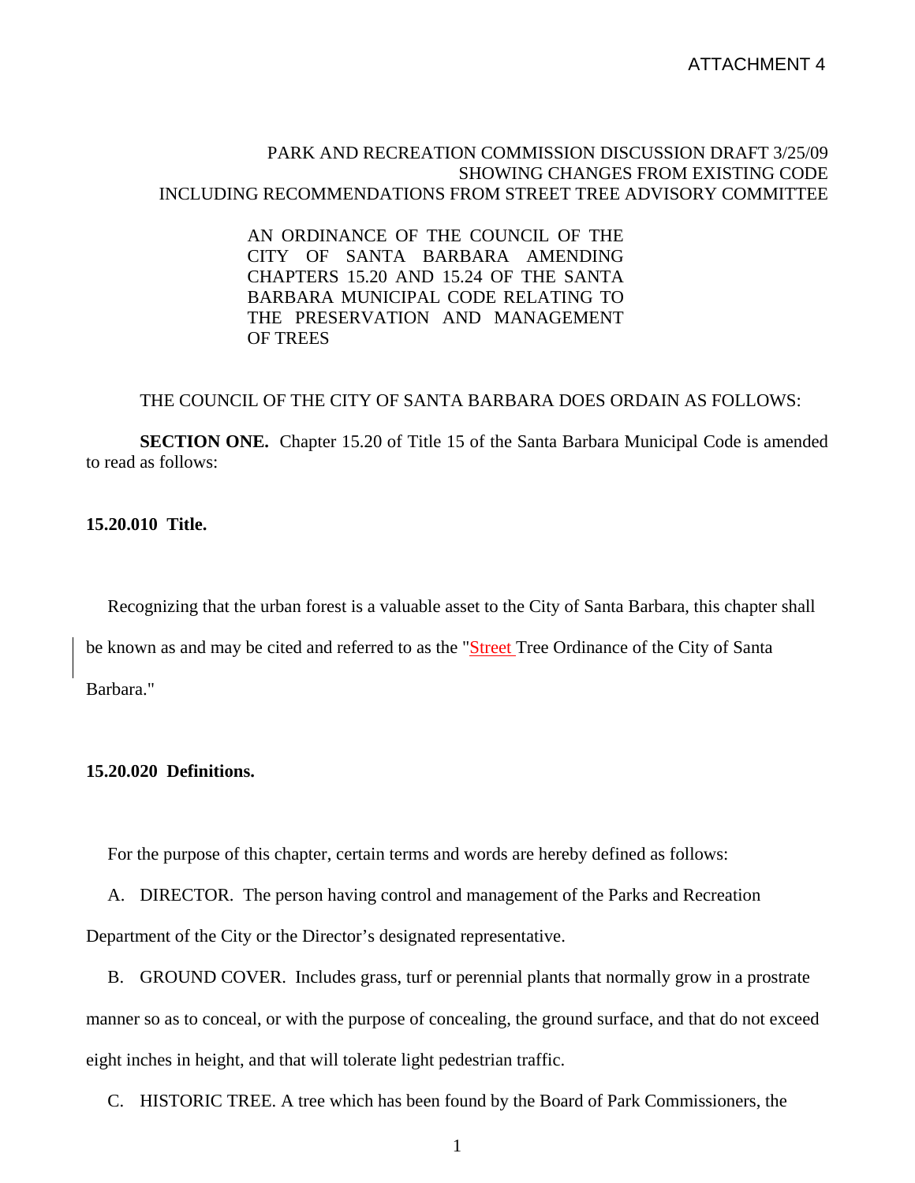ATTACHMENT 4

PARK AND RECREATION COMMISSION DISCUSSION DRAFT 3/25/09
SHOWING CHANGES FROM EXISTING CODE
INCLUDING RECOMMENDATIONS FROM STREET TREE ADVISORY COMMITTEE

AN ORDINANCE OF THE COUNCIL OF THE CITY OF SANTA BARBARA AMENDING CHAPTERS 15.20 AND 15.24 OF THE SANTA BARBARA MUNICIPAL CODE RELATING TO THE PRESERVATION AND MANAGEMENT OF TREES

THE COUNCIL OF THE CITY OF SANTA BARBARA DOES ORDAIN AS FOLLOWS:

**SECTION ONE.** Chapter 15.20 of Title 15 of the Santa Barbara Municipal Code is amended to read as follows:

**15.20.010 Title.**

Recognizing that the urban forest is a valuable asset to the City of Santa Barbara, this chapter shall be known as and may be cited and referred to as the "Street Tree Ordinance of the City of Santa Barbara."

**15.20.020 Definitions.**

For the purpose of this chapter, certain terms and words are hereby defined as follows:

A. DIRECTOR. The person having control and management of the Parks and Recreation Department of the City or the Director's designated representative.

B. GROUND COVER. Includes grass, turf or perennial plants that normally grow in a prostrate manner so as to conceal, or with the purpose of concealing, the ground surface, and that do not exceed eight inches in height, and that will tolerate light pedestrian traffic.

C. HISTORIC TREE. A tree which has been found by the Board of Park Commissioners, the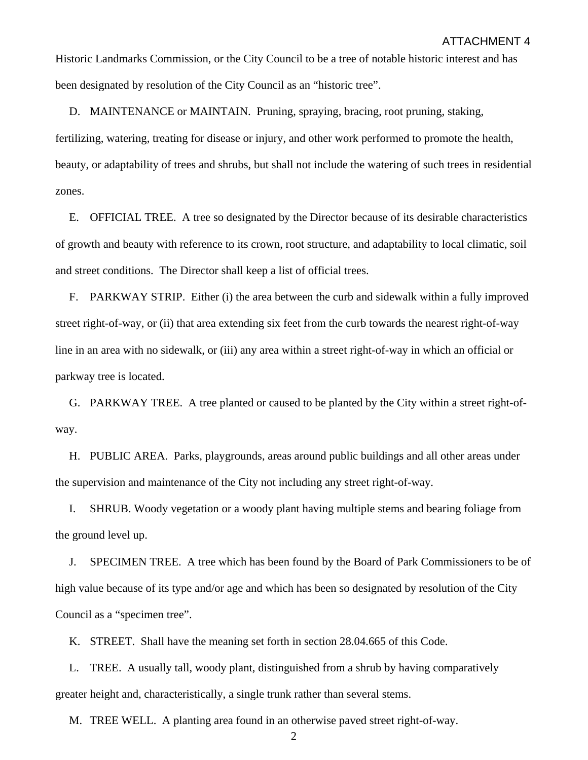Historic Landmarks Commission, or the City Council to be a tree of notable historic interest and has been designated by resolution of the City Council as an "historic tree".

D. MAINTENANCE or MAINTAIN. Pruning, spraying, bracing, root pruning, staking, fertilizing, watering, treating for disease or injury, and other work performed to promote the health, beauty, or adaptability of trees and shrubs, but shall not include the watering of such trees in residential zones.

E. OFFICIAL TREE. A tree so designated by the Director because of its desirable characteristics of growth and beauty with reference to its crown, root structure, and adaptability to local climatic, soil and street conditions. The Director shall keep a list of official trees.

F. PARKWAY STRIP. Either (i) the area between the curb and sidewalk within a fully improved street right-of-way, or (ii) that area extending six feet from the curb towards the nearest right-of-way line in an area with no sidewalk, or (iii) any area within a street right-of-way in which an official or parkway tree is located.

G. PARKWAY TREE. A tree planted or caused to be planted by the City within a street right-of-way.

H. PUBLIC AREA. Parks, playgrounds, areas around public buildings and all other areas under the supervision and maintenance of the City not including any street right-of-way.

I. SHRUB. Woody vegetation or a woody plant having multiple stems and bearing foliage from the ground level up.

J. SPECIMEN TREE. A tree which has been found by the Board of Park Commissioners to be of high value because of its type and/or age and which has been so designated by resolution of the City Council as a "specimen tree".

K. STREET. Shall have the meaning set forth in section 28.04.665 of this Code.

L. TREE. A usually tall, woody plant, distinguished from a shrub by having comparatively greater height and, characteristically, a single trunk rather than several stems.

M. TREE WELL. A planting area found in an otherwise paved street right-of-way.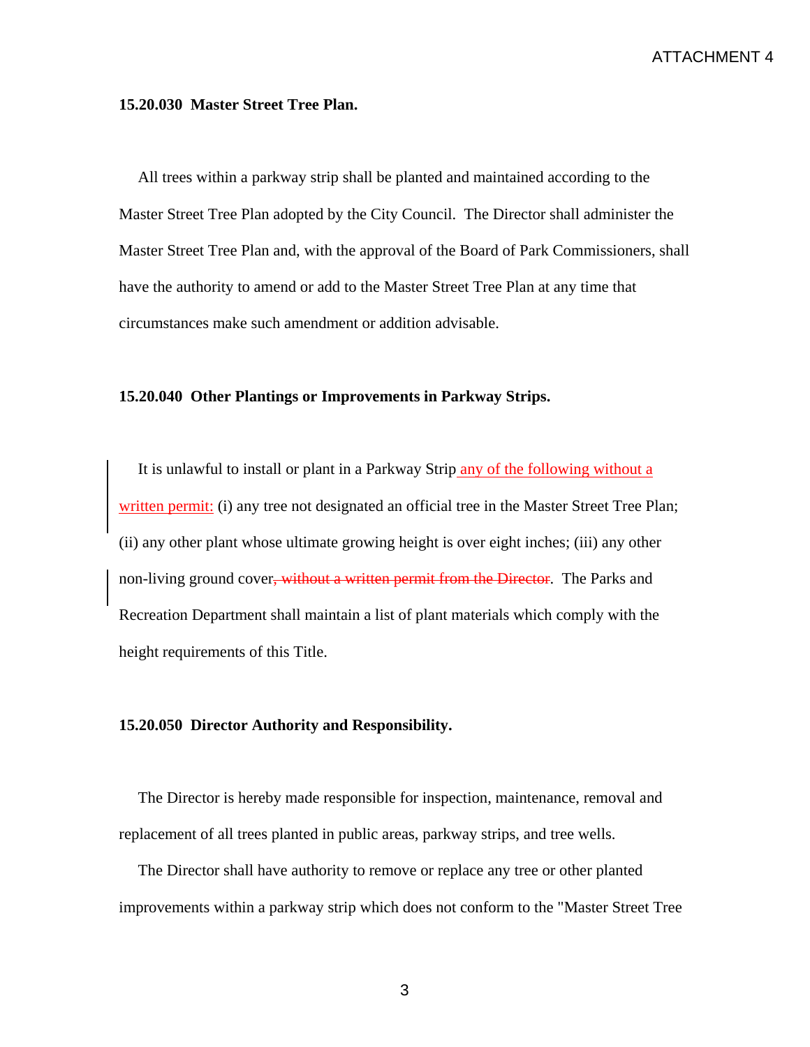**15.20.030 Master Street Tree Plan.**

All trees within a parkway strip shall be planted and maintained according to the Master Street Tree Plan adopted by the City Council. The Director shall administer the Master Street Tree Plan and, with the approval of the Board of Park Commissioners, shall have the authority to amend or add to the Master Street Tree Plan at any time that circumstances make such amendment or addition advisable.

**15.20.040 Other Plantings or Improvements in Parkway Strips.**

It is unlawful to install or plant in a Parkway Strip <u>any of the following without a written permit:</u> (i) any tree not designated an official tree in the Master Street Tree Plan; (ii) any other plant whose ultimate growing height is over eight inches; (iii) any other non-living ground cover~~, without a written permit from the Director~~. The Parks and Recreation Department shall maintain a list of plant materials which comply with the height requirements of this Title.

**15.20.050 Director Authority and Responsibility.**

The Director is hereby made responsible for inspection, maintenance, removal and replacement of all trees planted in public areas, parkway strips, and tree wells.

The Director shall have authority to remove or replace any tree or other planted improvements within a parkway strip which does not conform to the "Master Street Tree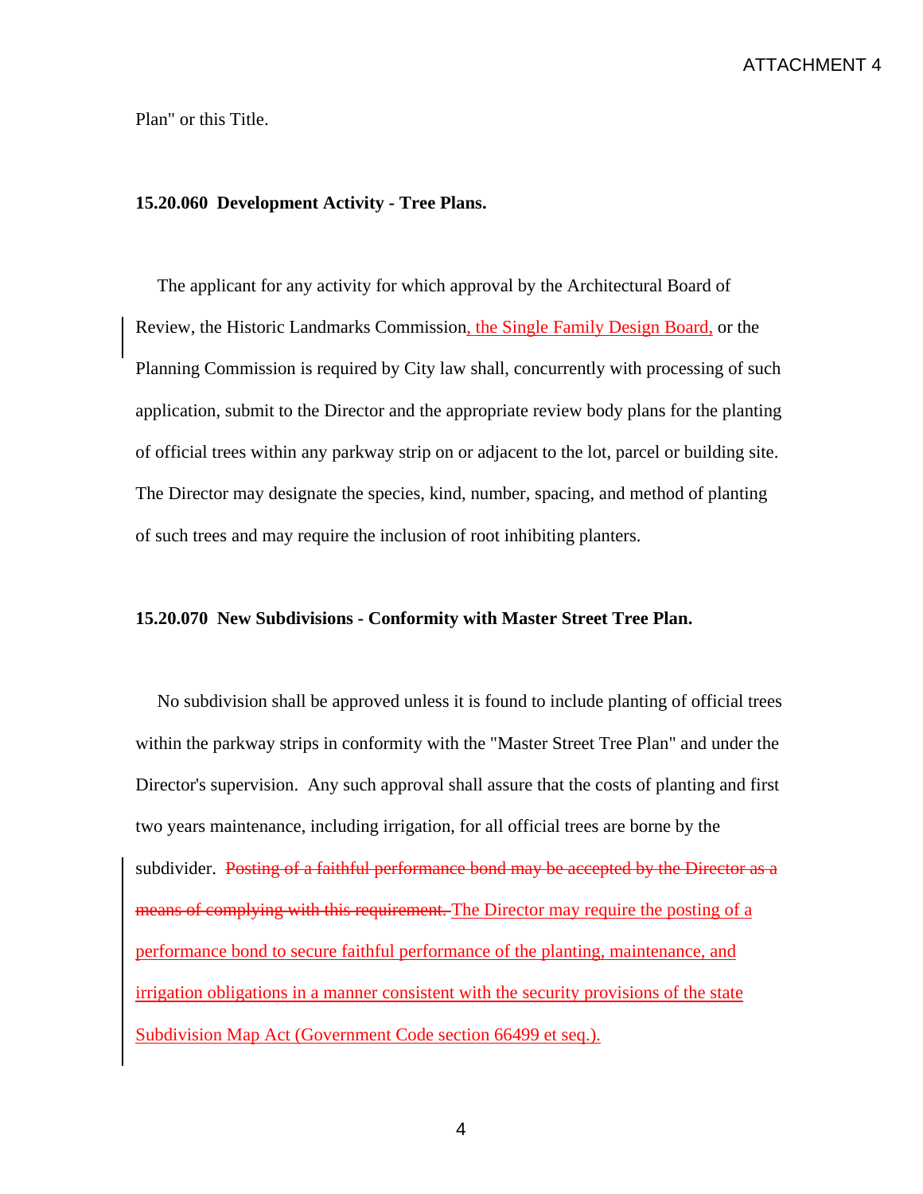Plan" or this Title.

**15.20.060 Development Activity - Tree Plans.**

The applicant for any activity for which approval by the Architectural Board of Review, the Historic Landmarks Commission, the Single Family Design Board, or the Planning Commission is required by City law shall, concurrently with processing of such application, submit to the Director and the appropriate review body plans for the planting of official trees within any parkway strip on or adjacent to the lot, parcel or building site. The Director may designate the species, kind, number, spacing, and method of planting of such trees and may require the inclusion of root inhibiting planters.

**15.20.070 New Subdivisions - Conformity with Master Street Tree Plan.**

No subdivision shall be approved unless it is found to include planting of official trees within the parkway strips in conformity with the "Master Street Tree Plan" and under the Director's supervision. Any such approval shall assure that the costs of planting and first two years maintenance, including irrigation, for all official trees are borne by the subdivider. ~~Posting of a faithful performance bond may be accepted by the Director as a means of complying with this requirement.~~ The Director may require the posting of a performance bond to secure faithful performance of the planting, maintenance, and irrigation obligations in a manner consistent with the security provisions of the state Subdivision Map Act (Government Code section 66499 et seq.).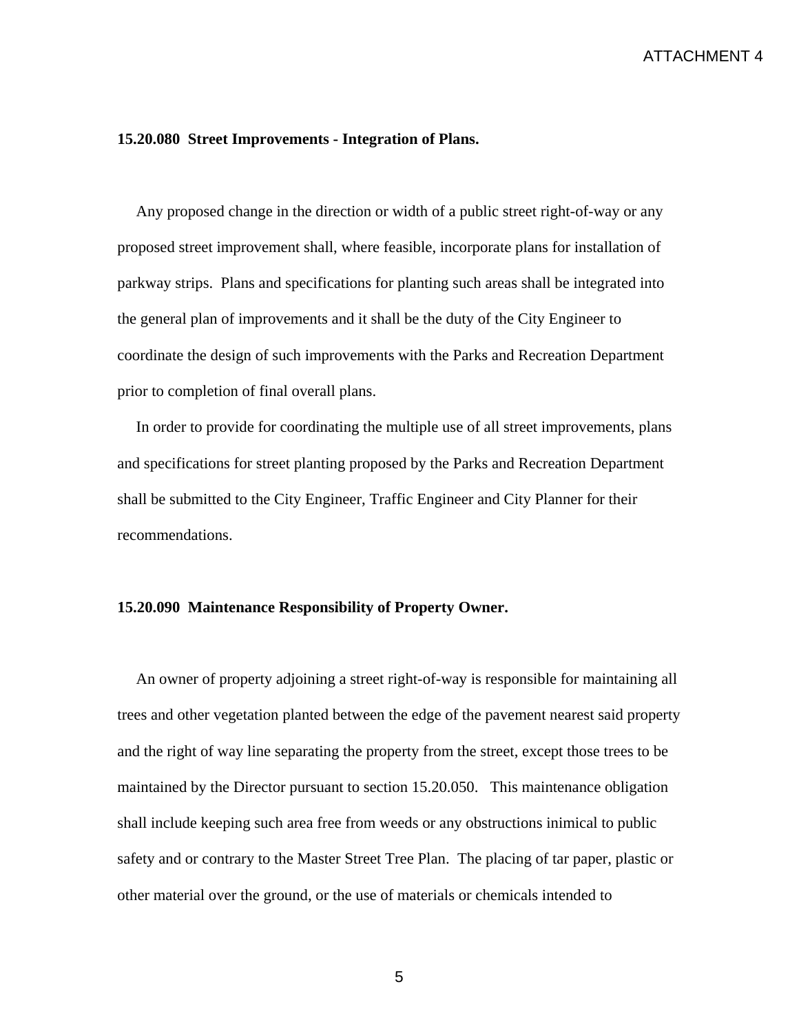**15.20.080  Street Improvements - Integration of Plans.**

Any proposed change in the direction or width of a public street right-of-way or any proposed street improvement shall, where feasible, incorporate plans for installation of parkway strips.  Plans and specifications for planting such areas shall be integrated into the general plan of improvements and it shall be the duty of the City Engineer to coordinate the design of such improvements with the Parks and Recreation Department prior to completion of final overall plans.

In order to provide for coordinating the multiple use of all street improvements, plans and specifications for street planting proposed by the Parks and Recreation Department shall be submitted to the City Engineer, Traffic Engineer and City Planner for their recommendations.

**15.20.090  Maintenance Responsibility of Property Owner.**

An owner of property adjoining a street right-of-way is responsible for maintaining all trees and other vegetation planted between the edge of the pavement nearest said property and the right of way line separating the property from the street, except those trees to be maintained by the Director pursuant to section 15.20.050.   This maintenance obligation shall include keeping such area free from weeds or any obstructions inimical to public safety and or contrary to the Master Street Tree Plan.  The placing of tar paper, plastic or other material over the ground, or the use of materials or chemicals intended to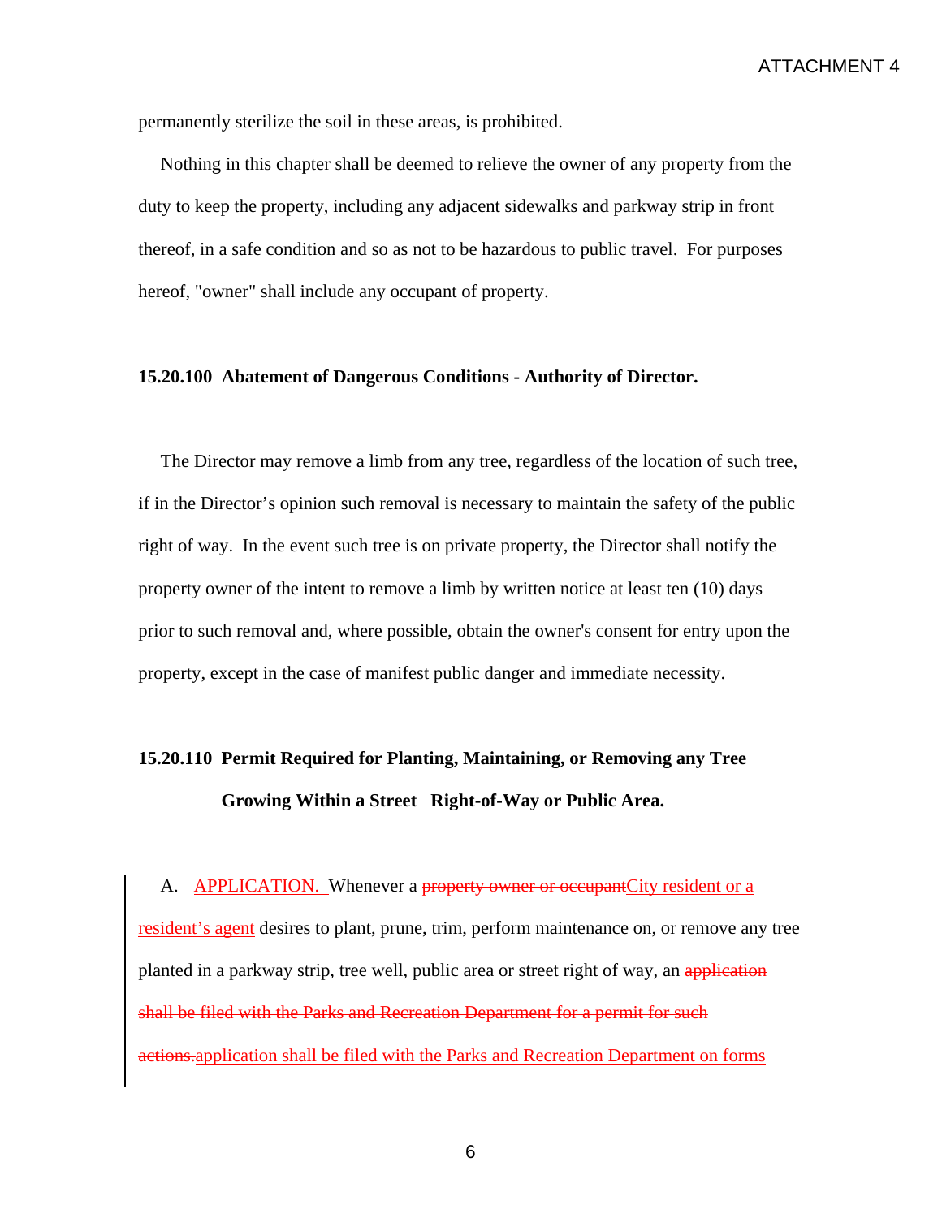permanently sterilize the soil in these areas, is prohibited.

Nothing in this chapter shall be deemed to relieve the owner of any property from the duty to keep the property, including any adjacent sidewalks and parkway strip in front thereof, in a safe condition and so as not to be hazardous to public travel. For purposes hereof, "owner" shall include any occupant of property.

**15.20.100 Abatement of Dangerous Conditions - Authority of Director.**

The Director may remove a limb from any tree, regardless of the location of such tree, if in the Director's opinion such removal is necessary to maintain the safety of the public right of way. In the event such tree is on private property, the Director shall notify the property owner of the intent to remove a limb by written notice at least ten (10) days prior to such removal and, where possible, obtain the owner's consent for entry upon the property, except in the case of manifest public danger and immediate necessity.

**15.20.110 Permit Required for Planting, Maintaining, or Removing any Tree Growing Within a Street Right-of-Way or Public Area.**

A. APPLICATION. Whenever a ~~property owner or occupant~~City resident or a resident's agent desires to plant, prune, trim, perform maintenance on, or remove any tree planted in a parkway strip, tree well, public area or street right of way, an ~~application shall be filed with the Parks and Recreation Department for a permit for such actions.~~application shall be filed with the Parks and Recreation Department on forms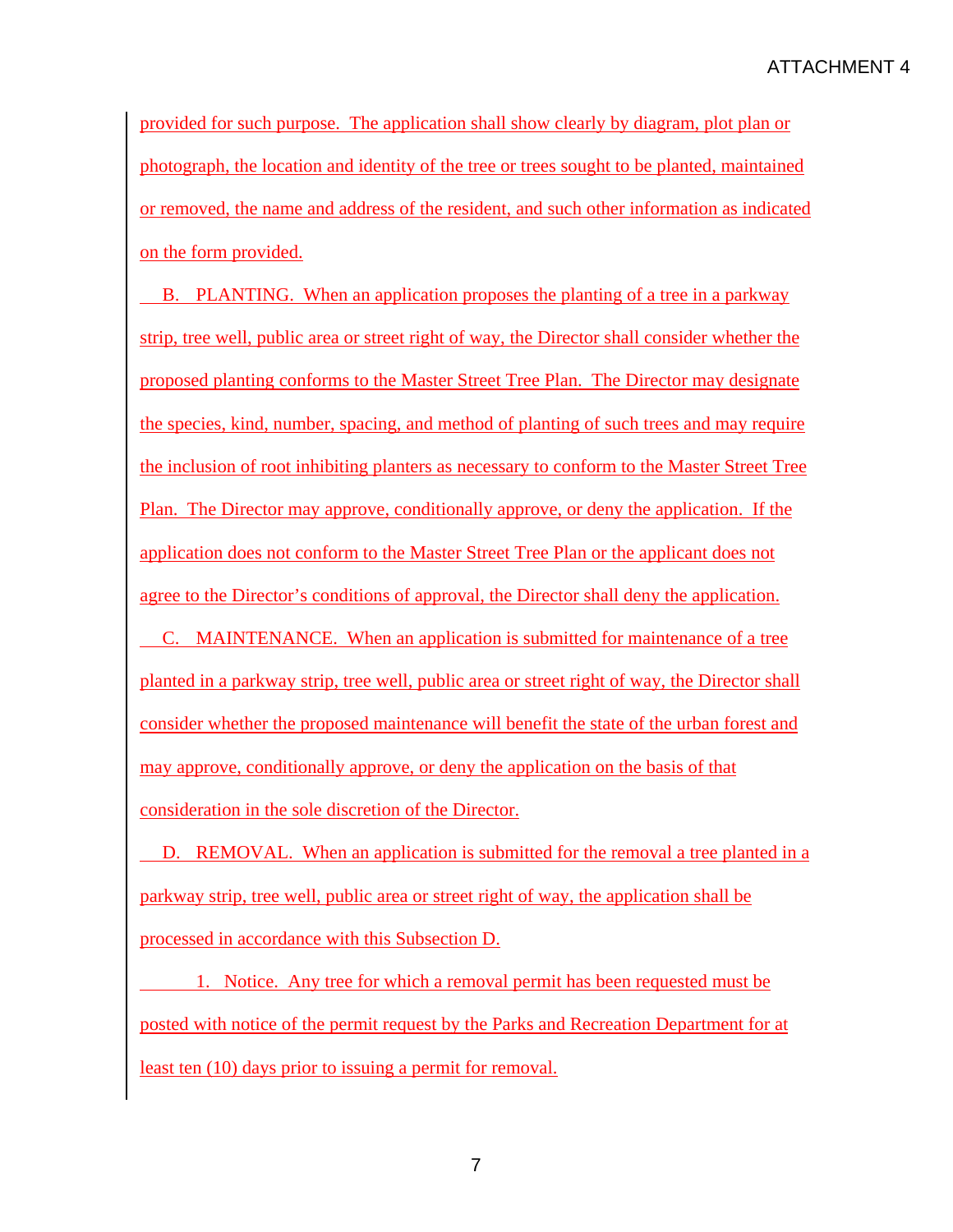provided for such purpose. The application shall show clearly by diagram, plot plan or photograph, the location and identity of the tree or trees sought to be planted, maintained or removed, the name and address of the resident, and such other information as indicated on the form provided.

B. PLANTING. When an application proposes the planting of a tree in a parkway strip, tree well, public area or street right of way, the Director shall consider whether the proposed planting conforms to the Master Street Tree Plan. The Director may designate the species, kind, number, spacing, and method of planting of such trees and may require the inclusion of root inhibiting planters as necessary to conform to the Master Street Tree Plan. The Director may approve, conditionally approve, or deny the application. If the application does not conform to the Master Street Tree Plan or the applicant does not agree to the Director's conditions of approval, the Director shall deny the application.

C. MAINTENANCE. When an application is submitted for maintenance of a tree planted in a parkway strip, tree well, public area or street right of way, the Director shall consider whether the proposed maintenance will benefit the state of the urban forest and may approve, conditionally approve, or deny the application on the basis of that consideration in the sole discretion of the Director.

D. REMOVAL. When an application is submitted for the removal a tree planted in a parkway strip, tree well, public area or street right of way, the application shall be processed in accordance with this Subsection D.

1. Notice. Any tree for which a removal permit has been requested must be posted with notice of the permit request by the Parks and Recreation Department for at least ten (10) days prior to issuing a permit for removal.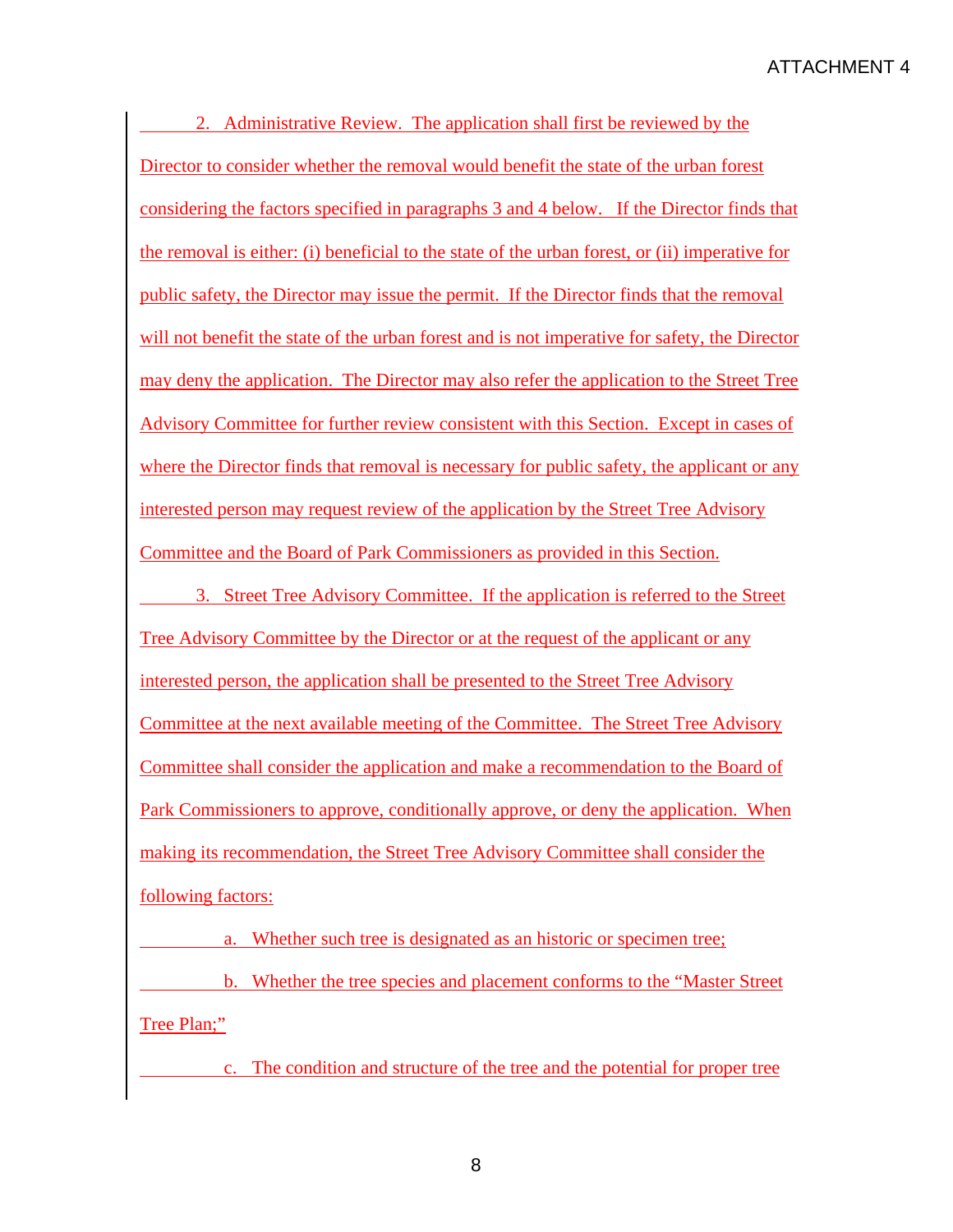2. Administrative Review. The application shall first be reviewed by the Director to consider whether the removal would benefit the state of the urban forest considering the factors specified in paragraphs 3 and 4 below. If the Director finds that the removal is either: (i) beneficial to the state of the urban forest, or (ii) imperative for public safety, the Director may issue the permit. If the Director finds that the removal will not benefit the state of the urban forest and is not imperative for safety, the Director may deny the application. The Director may also refer the application to the Street Tree Advisory Committee for further review consistent with this Section. Except in cases of where the Director finds that removal is necessary for public safety, the applicant or any interested person may request review of the application by the Street Tree Advisory Committee and the Board of Park Commissioners as provided in this Section.

3. Street Tree Advisory Committee. If the application is referred to the Street Tree Advisory Committee by the Director or at the request of the applicant or any interested person, the application shall be presented to the Street Tree Advisory Committee at the next available meeting of the Committee. The Street Tree Advisory Committee shall consider the application and make a recommendation to the Board of Park Commissioners to approve, conditionally approve, or deny the application. When making its recommendation, the Street Tree Advisory Committee shall consider the following factors:

a. Whether such tree is designated as an historic or specimen tree;

b. Whether the tree species and placement conforms to the "Master Street Tree Plan;"

c. The condition and structure of the tree and the potential for proper tree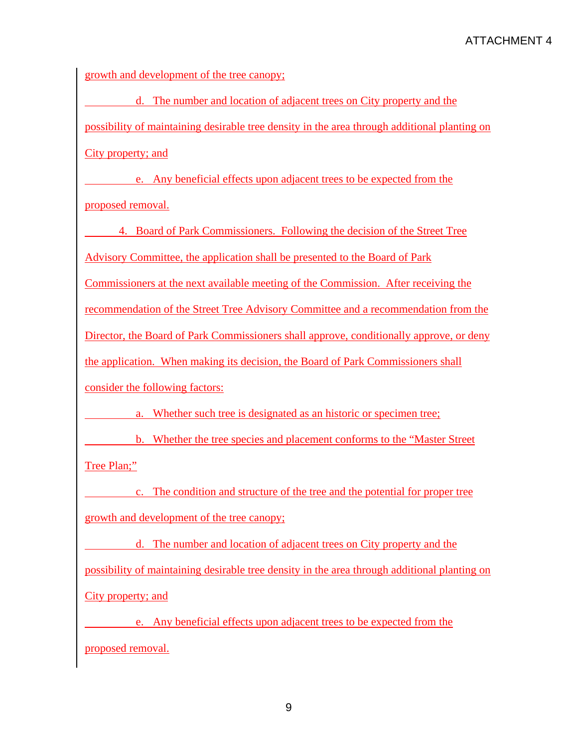growth and development of the tree canopy;

d. The number and location of adjacent trees on City property and the possibility of maintaining desirable tree density in the area through additional planting on City property; and

e. Any beneficial effects upon adjacent trees to be expected from the proposed removal.

4. Board of Park Commissioners. Following the decision of the Street Tree Advisory Committee, the application shall be presented to the Board of Park Commissioners at the next available meeting of the Commission. After receiving the recommendation of the Street Tree Advisory Committee and a recommendation from the Director, the Board of Park Commissioners shall approve, conditionally approve, or deny the application. When making its decision, the Board of Park Commissioners shall consider the following factors:

a. Whether such tree is designated as an historic or specimen tree;

b. Whether the tree species and placement conforms to the "Master Street Tree Plan;"

c. The condition and structure of the tree and the potential for proper tree growth and development of the tree canopy;

d. The number and location of adjacent trees on City property and the possibility of maintaining desirable tree density in the area through additional planting on City property; and

e. Any beneficial effects upon adjacent trees to be expected from the proposed removal.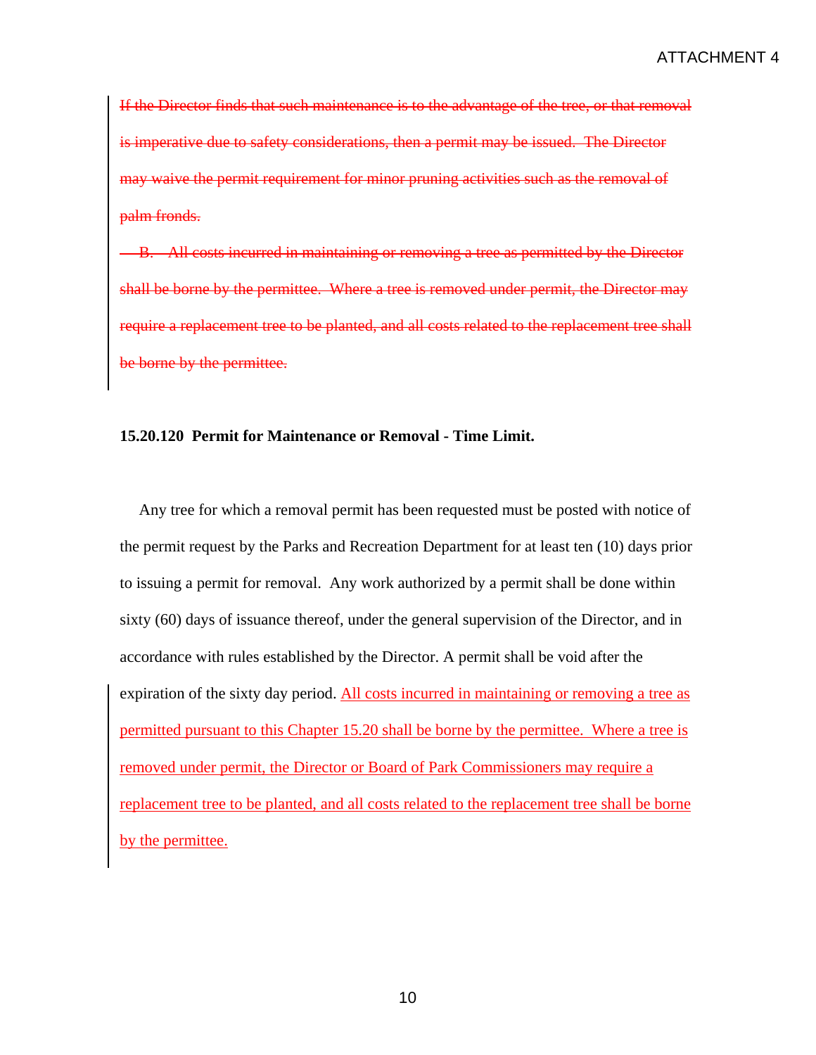~~If the Director finds that such maintenance is to the advantage of the tree, or that removal is imperative due to safety considerations, then a permit may be issued. The Director may waive the permit requirement for minor pruning activities such as the removal of palm fronds.~~

~~B. All costs incurred in maintaining or removing a tree as permitted by the Director shall be borne by the permittee. Where a tree is removed under permit, the Director may require a replacement tree to be planted, and all costs related to the replacement tree shall be borne by the permittee.~~

**15.20.120 Permit for Maintenance or Removal - Time Limit.**

Any tree for which a removal permit has been requested must be posted with notice of the permit request by the Parks and Recreation Department for at least ten (10) days prior to issuing a permit for removal. Any work authorized by a permit shall be done within sixty (60) days of issuance thereof, under the general supervision of the Director, and in accordance with rules established by the Director. A permit shall be void after the expiration of the sixty day period. <u>All costs incurred in maintaining or removing a tree as permitted pursuant to this Chapter 15.20 shall be borne by the permittee. Where a tree is removed under permit, the Director or Board of Park Commissioners may require a replacement tree to be planted, and all costs related to the replacement tree shall be borne by the permittee.</u>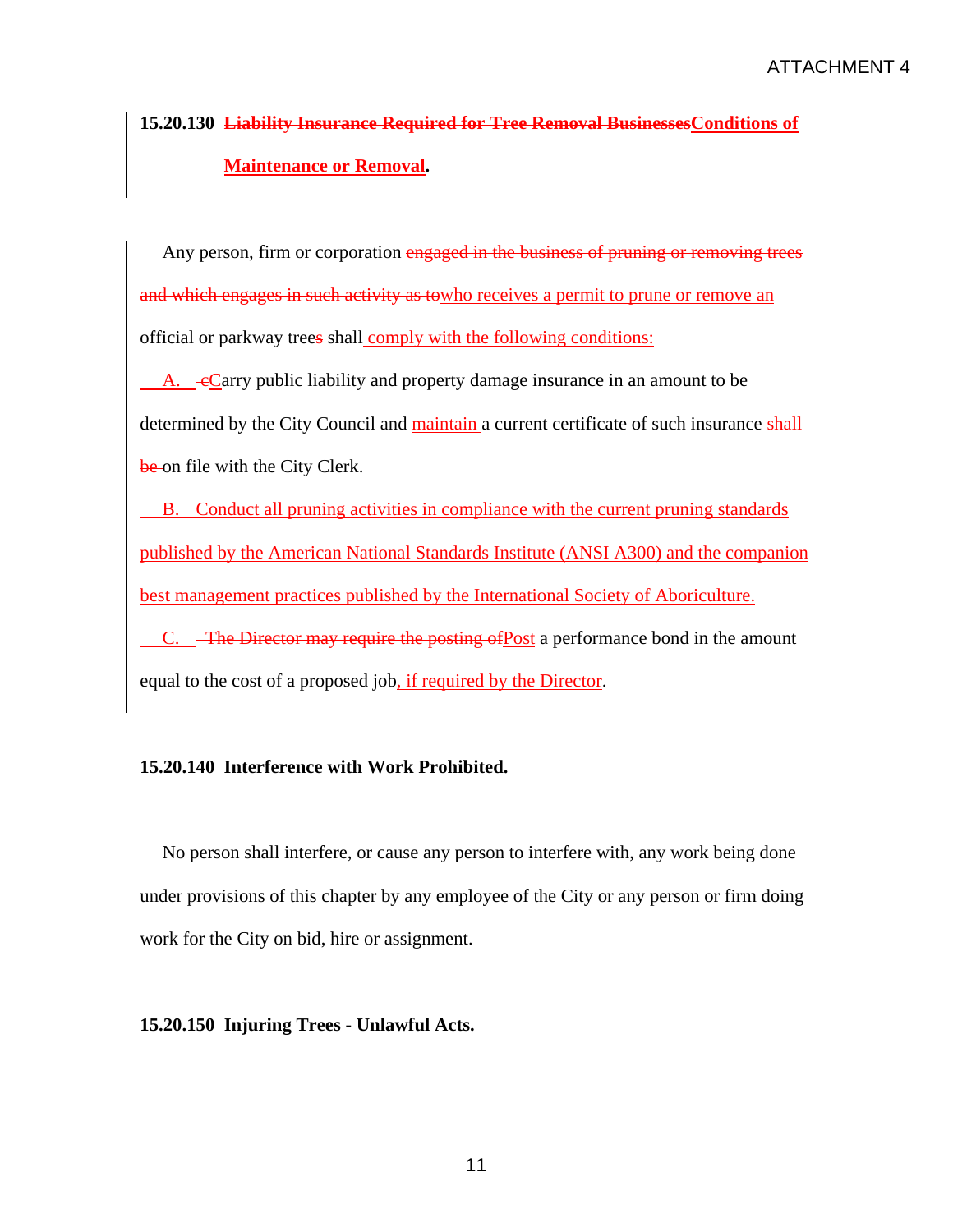ATTACHMENT 4

**15.20.130 ~~Liability Insurance Required for Tree Removal Businesses~~Conditions of Maintenance or Removal.**

Any person, firm or corporation ~~engaged in the business of pruning or removing trees and which engages in such activity as to~~who receives a permit to prune or remove an official or parkway tree~~s~~ shall comply with the following conditions:

A. ~~c~~Carry public liability and property damage insurance in an amount to be determined by the City Council and maintain a current certificate of such insurance ~~shall be~~ on file with the City Clerk.

B. Conduct all pruning activities in compliance with the current pruning standards published by the American National Standards Institute (ANSI A300) and the companion best management practices published by the International Society of Aboriculture.

C. ~~The Director may require the posting of~~Post a performance bond in the amount equal to the cost of a proposed job, if required by the Director.

**15.20.140 Interference with Work Prohibited.**

No person shall interfere, or cause any person to interfere with, any work being done under provisions of this chapter by any employee of the City or any person or firm doing work for the City on bid, hire or assignment.

**15.20.150 Injuring Trees - Unlawful Acts.**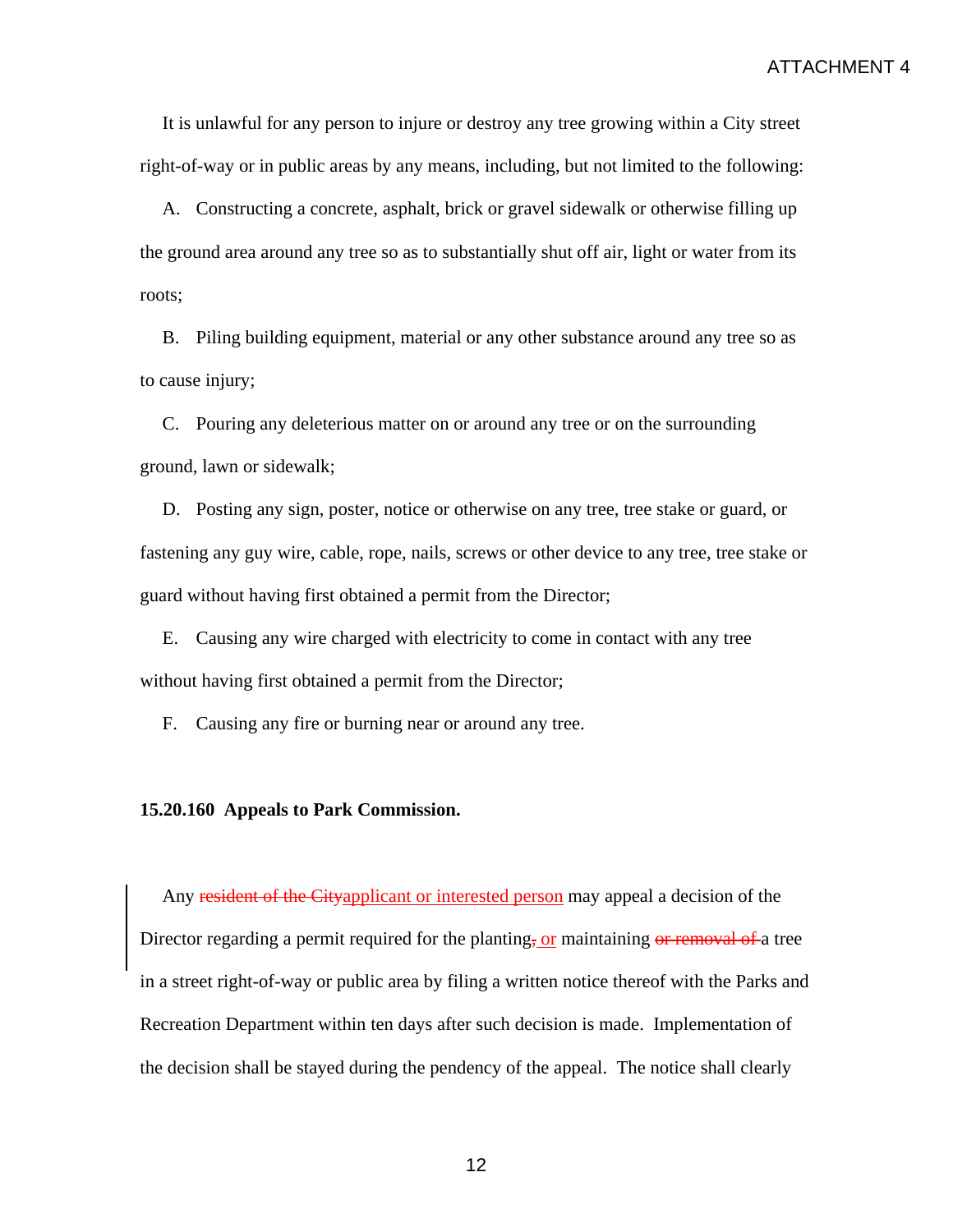It is unlawful for any person to injure or destroy any tree growing within a City street right-of-way or in public areas by any means, including, but not limited to the following:

A. Constructing a concrete, asphalt, brick or gravel sidewalk or otherwise filling up the ground area around any tree so as to substantially shut off air, light or water from its roots;

B. Piling building equipment, material or any other substance around any tree so as to cause injury;

C. Pouring any deleterious matter on or around any tree or on the surrounding ground, lawn or sidewalk;

D. Posting any sign, poster, notice or otherwise on any tree, tree stake or guard, or fastening any guy wire, cable, rope, nails, screws or other device to any tree, tree stake or guard without having first obtained a permit from the Director;

E. Causing any wire charged with electricity to come in contact with any tree without having first obtained a permit from the Director;

F. Causing any fire or burning near or around any tree.

**15.20.160 Appeals to Park Commission.**

Any ~~resident of the City~~applicant or interested person may appeal a decision of the Director regarding a permit required for the planting~~,~~ or maintaining ~~or removal of~~ a tree in a street right-of-way or public area by filing a written notice thereof with the Parks and Recreation Department within ten days after such decision is made. Implementation of the decision shall be stayed during the pendency of the appeal. The notice shall clearly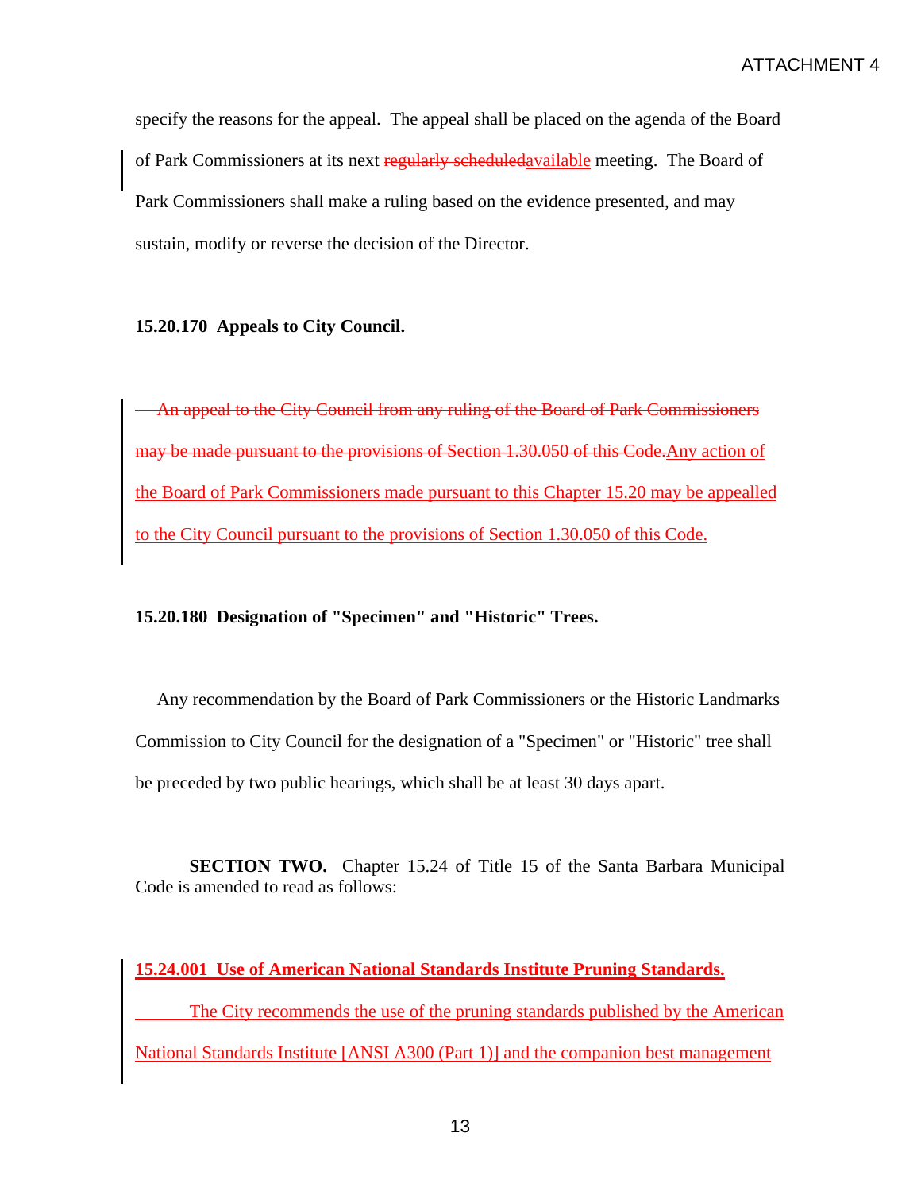specify the reasons for the appeal. The appeal shall be placed on the agenda of the Board of Park Commissioners at its next ~~regularly scheduled~~available meeting. The Board of Park Commissioners shall make a ruling based on the evidence presented, and may sustain, modify or reverse the decision of the Director.

**15.20.170 Appeals to City Council.**

~~An appeal to the City Council from any ruling of the Board of Park Commissioners may be made pursuant to the provisions of Section 1.30.050 of this Code.~~Any action of the Board of Park Commissioners made pursuant to this Chapter 15.20 may be appealled to the City Council pursuant to the provisions of Section 1.30.050 of this Code.

**15.20.180 Designation of "Specimen" and "Historic" Trees.**

Any recommendation by the Board of Park Commissioners or the Historic Landmarks Commission to City Council for the designation of a "Specimen" or "Historic" tree shall be preceded by two public hearings, which shall be at least 30 days apart.

**SECTION TWO.** Chapter 15.24 of Title 15 of the Santa Barbara Municipal Code is amended to read as follows:

**15.24.001 Use of American National Standards Institute Pruning Standards.**

The City recommends the use of the pruning standards published by the American National Standards Institute [ANSI A300 (Part 1)] and the companion best management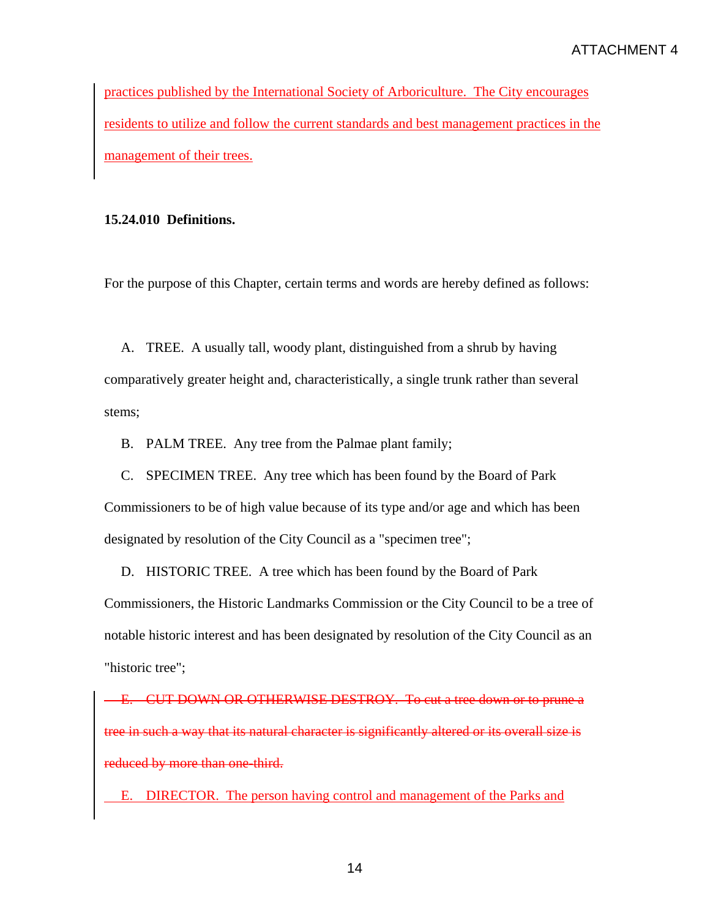practices published by the International Society of Arboriculture. The City encourages residents to utilize and follow the current standards and best management practices in the management of their trees.

**15.24.010 Definitions.**

For the purpose of this Chapter, certain terms and words are hereby defined as follows:

A. TREE. A usually tall, woody plant, distinguished from a shrub by having comparatively greater height and, characteristically, a single trunk rather than several stems;

B. PALM TREE. Any tree from the Palmae plant family;

C. SPECIMEN TREE. Any tree which has been found by the Board of Park Commissioners to be of high value because of its type and/or age and which has been designated by resolution of the City Council as a "specimen tree";

D. HISTORIC TREE. A tree which has been found by the Board of Park Commissioners, the Historic Landmarks Commission or the City Council to be a tree of notable historic interest and has been designated by resolution of the City Council as an "historic tree";

~~E. CUT DOWN OR OTHERWISE DESTROY. To cut a tree down or to prune a tree in such a way that its natural character is significantly altered or its overall size is reduced by more than one-third.~~

E. DIRECTOR. The person having control and management of the Parks and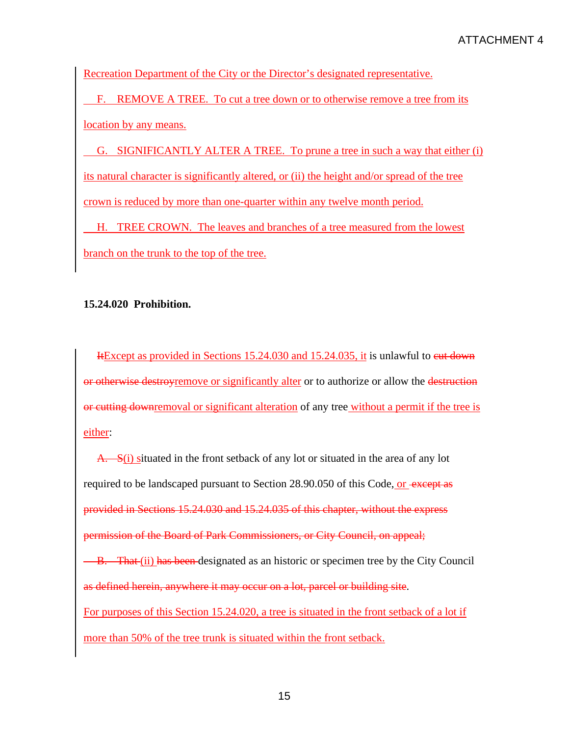Recreation Department of the City or the Director's designated representative.

F. REMOVE A TREE. To cut a tree down or to otherwise remove a tree from its location by any means.

G. SIGNIFICANTLY ALTER A TREE. To prune a tree in such a way that either (i) its natural character is significantly altered, or (ii) the height and/or spread of the tree crown is reduced by more than one-quarter within any twelve month period.

H. TREE CROWN. The leaves and branches of a tree measured from the lowest branch on the trunk to the top of the tree.

**15.24.020 Prohibition.**

~~It~~Except as provided in Sections 15.24.030 and 15.24.035, it is unlawful to ~~cut down or otherwise destroy~~remove or significantly alter or to authorize or allow the ~~destruction or cutting down~~removal or significant alteration of any tree without a permit if the tree is either:

~~A. S~~(i) situated in the front setback of any lot or situated in the area of any lot required to be landscaped pursuant to Section 28.90.050 of this Code, or ~~except as provided in Sections 15.24.030 and 15.24.035 of this chapter, without the express permission of the Board of Park Commissioners, or City Council, on appeal;~~

~~B. That~~ (ii) ~~has been~~ designated as an historic or specimen tree by the City Council ~~as defined herein, anywhere it may occur on a lot, parcel or building site~~.

For purposes of this Section 15.24.020, a tree is situated in the front setback of a lot if more than 50% of the tree trunk is situated within the front setback.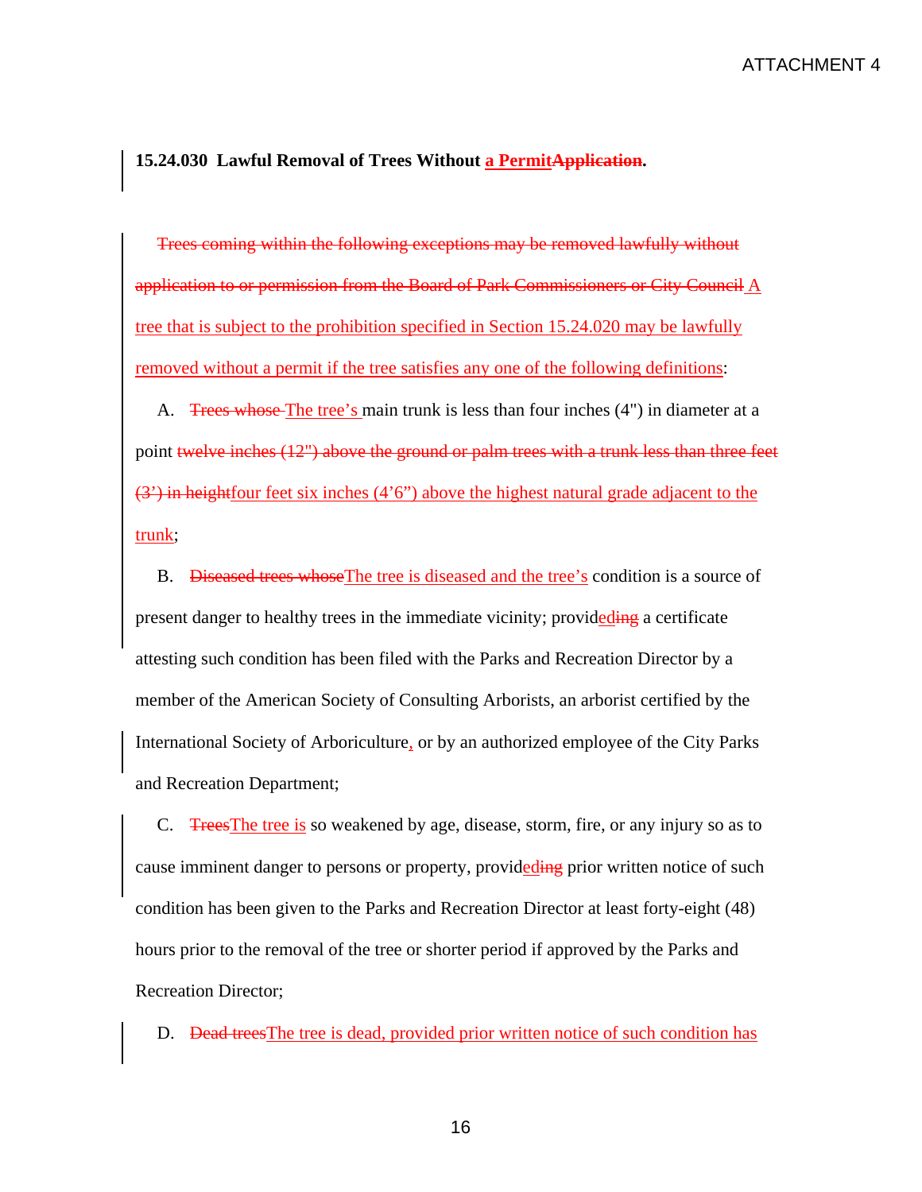**15.24.030 Lawful Removal of Trees Without ~~Application~~ a Permit.**

~~Trees coming within the following exceptions may be removed lawfully without application to or permission from the Board of Park Commissioners or City Council~~ A tree that is subject to the prohibition specified in Section 15.24.020 may be lawfully removed without a permit if the tree satisfies any one of the following definitions:

A. ~~Trees whose~~ The tree's main trunk is less than four inches (4") in diameter at a point ~~twelve inches (12") above the ground or palm trees with a trunk less than three feet (3') in height~~ four feet six inches (4'6") above the highest natural grade adjacent to the trunk;

B. ~~Diseased trees whose~~ The tree is diseased and the tree's condition is a source of present danger to healthy trees in the immediate vicinity; provid~~ing~~ed a certificate attesting such condition has been filed with the Parks and Recreation Director by a member of the American Society of Consulting Arborists, an arborist certified by the International Society of Arboriculture, or by an authorized employee of the City Parks and Recreation Department;

C. ~~Trees~~ The tree is so weakened by age, disease, storm, fire, or any injury so as to cause imminent danger to persons or property, provid~~ing~~ed prior written notice of such condition has been given to the Parks and Recreation Director at least forty-eight (48) hours prior to the removal of the tree or shorter period if approved by the Parks and Recreation Director;

D. ~~Dead trees~~ The tree is dead, provided prior written notice of such condition has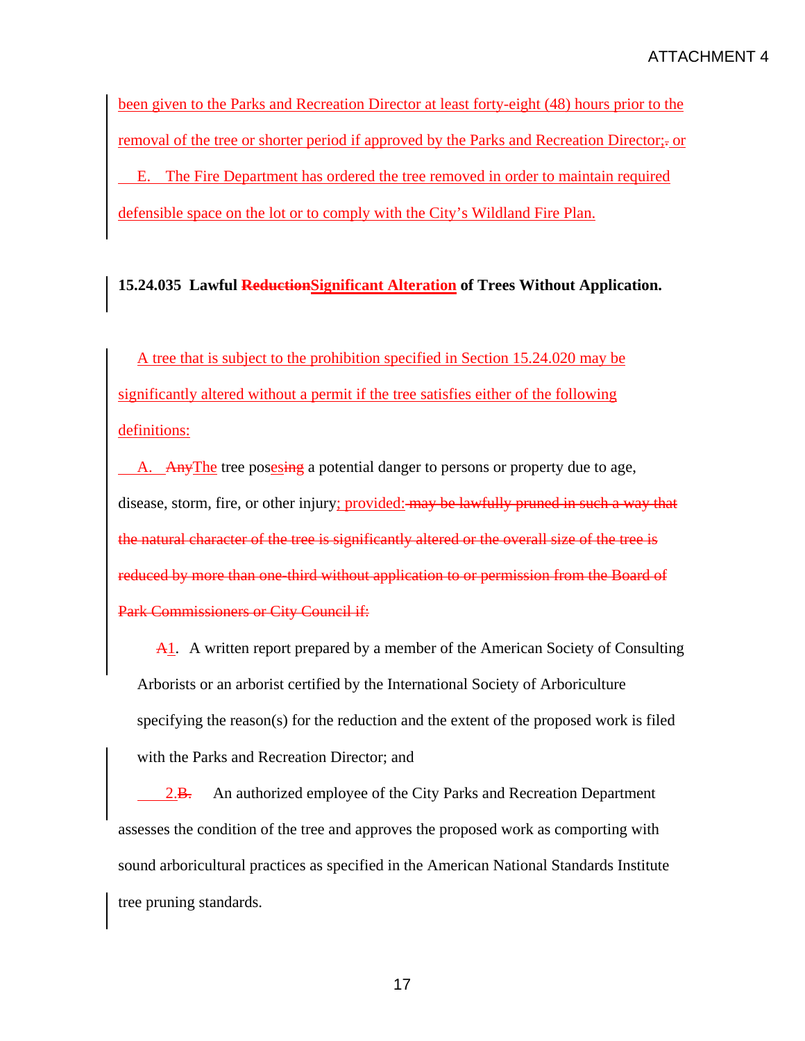been given to the Parks and Recreation Director at least forty-eight (48) hours prior to the removal of the tree or shorter period if approved by the Parks and Recreation Director;. or

E. The Fire Department has ordered the tree removed in order to maintain required defensible space on the lot or to comply with the City's Wildland Fire Plan.

**15.24.035 Lawful ~~Reduction~~Significant Alteration of Trees Without Application.**

A tree that is subject to the prohibition specified in Section 15.24.020 may be significantly altered without a permit if the tree satisfies either of the following definitions:

A. ~~Any~~The tree pos~~ing~~es a potential danger to persons or property due to age, disease, storm, fire, or other injury; provided: ~~may be lawfully pruned in such a way that the natural character of the tree is significantly altered or the overall size of the tree is reduced by more than one-third without application to or permission from the Board of Park Commissioners or City Council if:~~

~~A~~1. A written report prepared by a member of the American Society of Consulting Arborists or an arborist certified by the International Society of Arboriculture specifying the reason(s) for the reduction and the extent of the proposed work is filed with the Parks and Recreation Director; and

2.~~B.~~ An authorized employee of the City Parks and Recreation Department assesses the condition of the tree and approves the proposed work as comporting with sound arboricultural practices as specified in the American National Standards Institute tree pruning standards.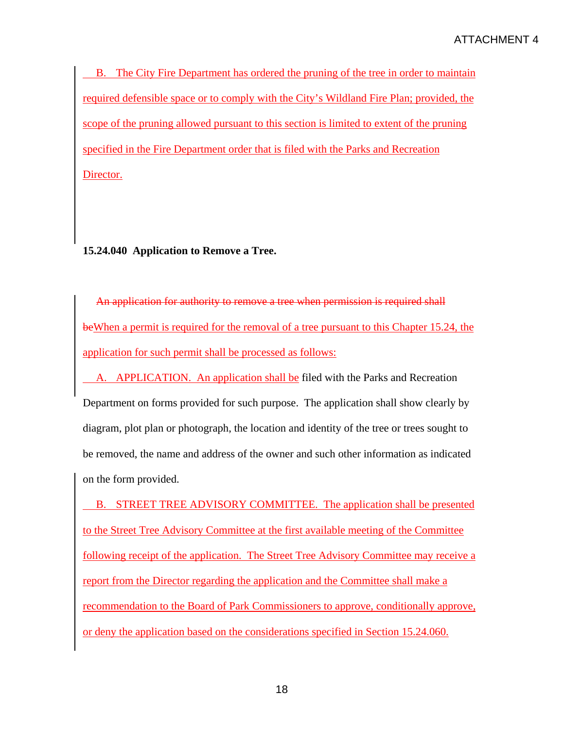B. The City Fire Department has ordered the pruning of the tree in order to maintain required defensible space or to comply with the City's Wildland Fire Plan; provided, the scope of the pruning allowed pursuant to this section is limited to extent of the pruning specified in the Fire Department order that is filed with the Parks and Recreation Director.

**15.24.040 Application to Remove a Tree.**

~~An application for authority to remove a tree when permission is required shall be~~When a permit is required for the removal of a tree pursuant to this Chapter 15.24, the application for such permit shall be processed as follows:

A. APPLICATION. An application shall be filed with the Parks and Recreation Department on forms provided for such purpose. The application shall show clearly by diagram, plot plan or photograph, the location and identity of the tree or trees sought to be removed, the name and address of the owner and such other information as indicated on the form provided.

B. STREET TREE ADVISORY COMMITTEE. The application shall be presented to the Street Tree Advisory Committee at the first available meeting of the Committee following receipt of the application. The Street Tree Advisory Committee may receive a report from the Director regarding the application and the Committee shall make a recommendation to the Board of Park Commissioners to approve, conditionally approve, or deny the application based on the considerations specified in Section 15.24.060.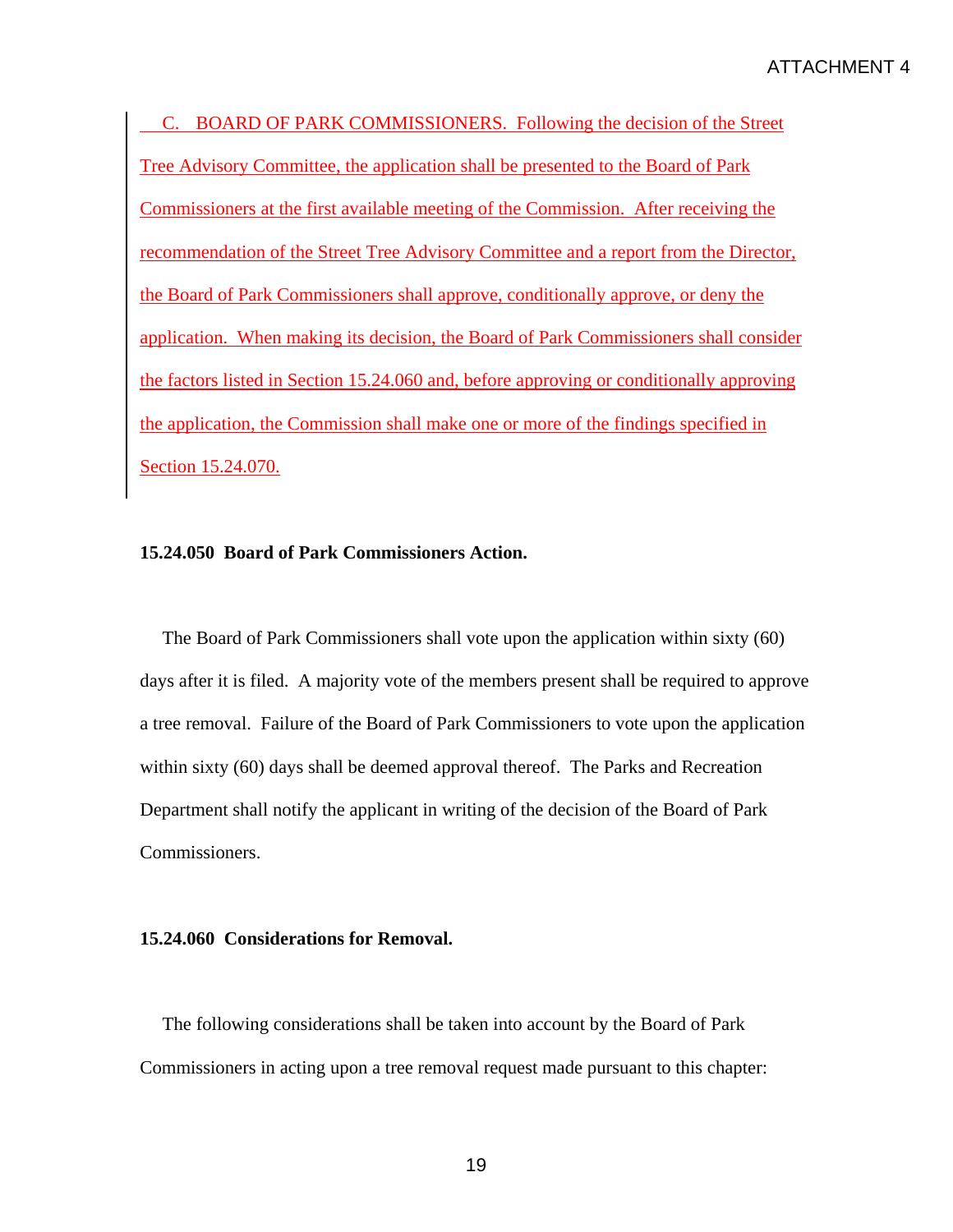C. BOARD OF PARK COMMISSIONERS. Following the decision of the Street Tree Advisory Committee, the application shall be presented to the Board of Park Commissioners at the first available meeting of the Commission. After receiving the recommendation of the Street Tree Advisory Committee and a report from the Director, the Board of Park Commissioners shall approve, conditionally approve, or deny the application. When making its decision, the Board of Park Commissioners shall consider the factors listed in Section 15.24.060 and, before approving or conditionally approving the application, the Commission shall make one or more of the findings specified in Section 15.24.070.

**15.24.050 Board of Park Commissioners Action.**

The Board of Park Commissioners shall vote upon the application within sixty (60) days after it is filed. A majority vote of the members present shall be required to approve a tree removal. Failure of the Board of Park Commissioners to vote upon the application within sixty (60) days shall be deemed approval thereof. The Parks and Recreation Department shall notify the applicant in writing of the decision of the Board of Park Commissioners.

**15.24.060 Considerations for Removal.**

The following considerations shall be taken into account by the Board of Park Commissioners in acting upon a tree removal request made pursuant to this chapter: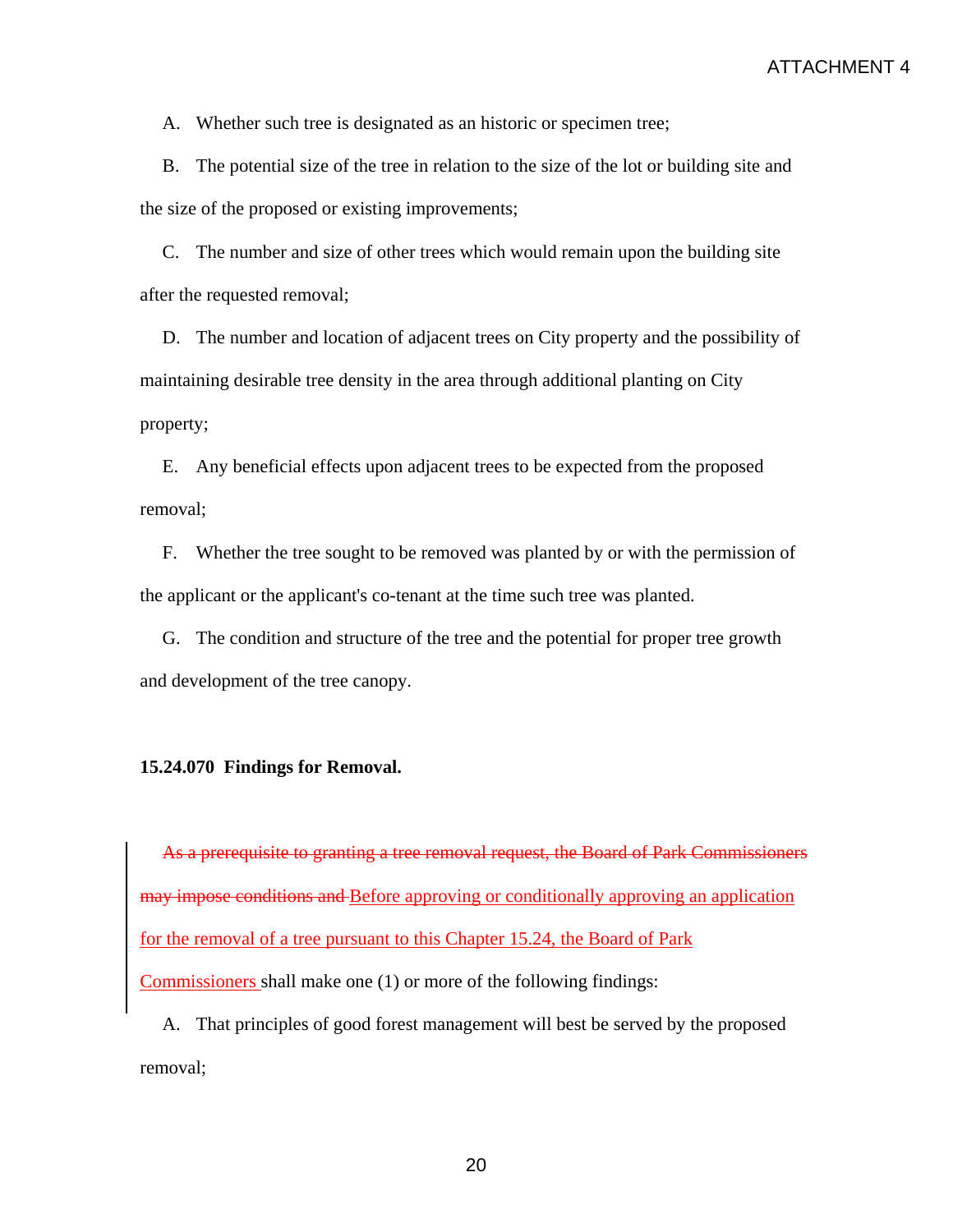A. Whether such tree is designated as an historic or specimen tree;

B. The potential size of the tree in relation to the size of the lot or building site and the size of the proposed or existing improvements;

C. The number and size of other trees which would remain upon the building site after the requested removal;

D. The number and location of adjacent trees on City property and the possibility of maintaining desirable tree density in the area through additional planting on City property;

E. Any beneficial effects upon adjacent trees to be expected from the proposed removal;

F. Whether the tree sought to be removed was planted by or with the permission of the applicant or the applicant's co-tenant at the time such tree was planted.

G. The condition and structure of the tree and the potential for proper tree growth and development of the tree canopy.

**15.24.070 Findings for Removal.**

~~As a prerequisite to granting a tree removal request, the Board of Park Commissioners may impose conditions and~~ Before approving or conditionally approving an application for the removal of a tree pursuant to this Chapter 15.24, the Board of Park Commissioners shall make one (1) or more of the following findings:

A. That principles of good forest management will best be served by the proposed removal;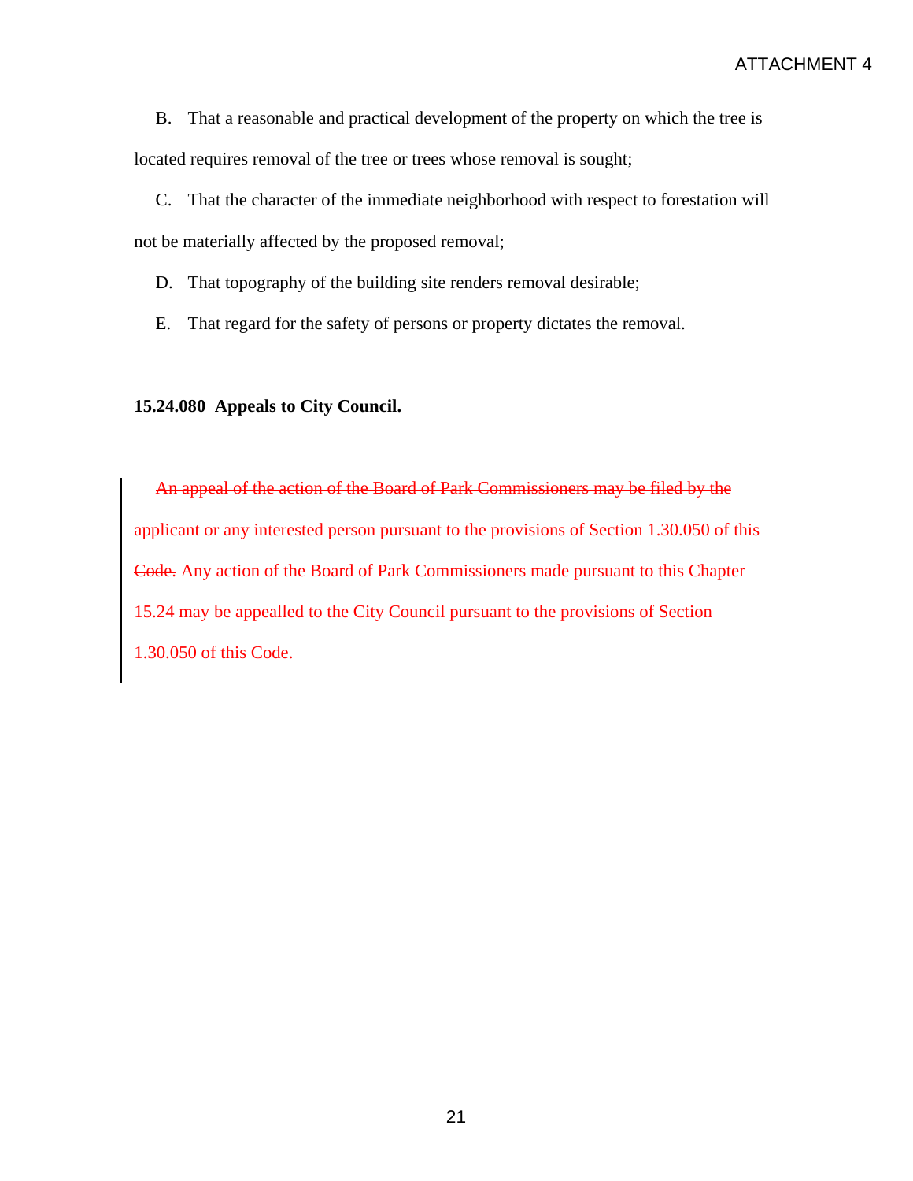B. That a reasonable and practical development of the property on which the tree is located requires removal of the tree or trees whose removal is sought;

C. That the character of the immediate neighborhood with respect to forestation will not be materially affected by the proposed removal;

D. That topography of the building site renders removal desirable;

E. That regard for the safety of persons or property dictates the removal.

**15.24.080 Appeals to City Council.**

~~An appeal of the action of the Board of Park Commissioners may be filed by the applicant or any interested person pursuant to the provisions of Section 1.30.050 of this Code.~~ Any action of the Board of Park Commissioners made pursuant to this Chapter 15.24 may be appealled to the City Council pursuant to the provisions of Section 1.30.050 of this Code.